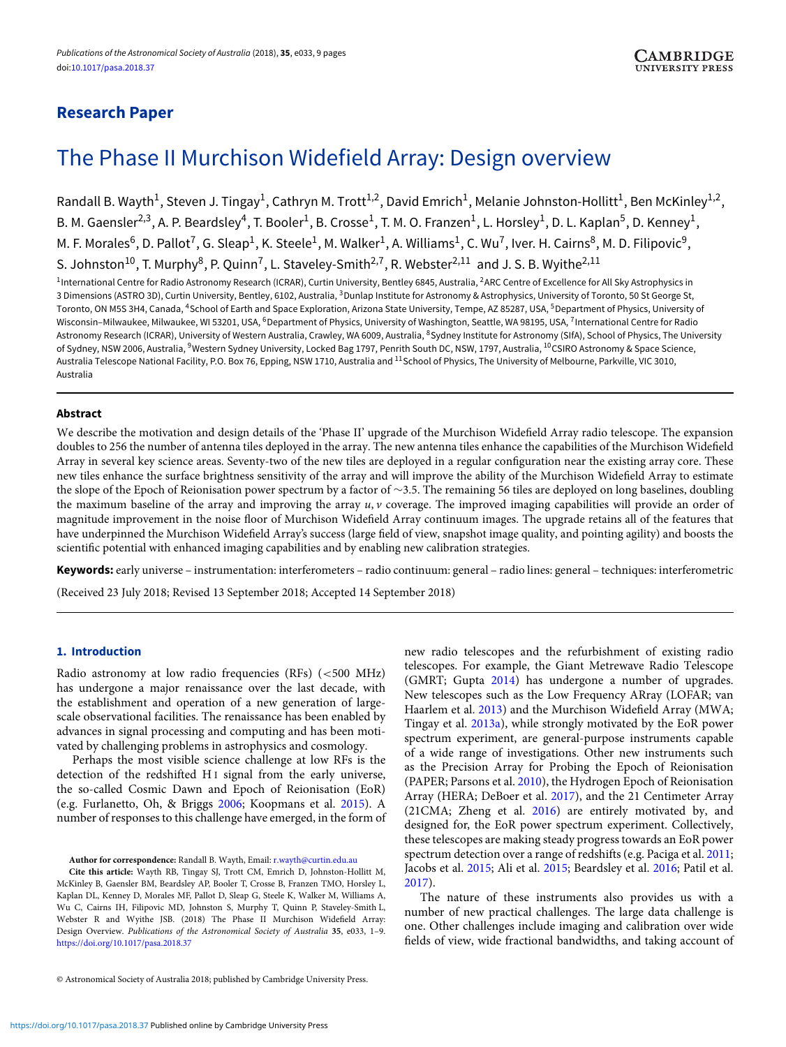Research Paper

# The Phase II Murchison Widefield Array: Design overview

Randall B. Wayth[1], Steven J. Tingay[1], Cathryn M. Trott[1,2], David Emrich[1], Melanie Johnston-Hollitt[1], Ben McKinley[1,2], B. M. Gaensler[2,3], A. P. Beardsley[4], T. Booler[1], B. Crosse[1], T. M. O. Franzen[1], L. Horsley[1], D. L. Kaplan[5], D. Kenney[1], M. F. Morales[6], D. Pallot[7], G. Sleap[1], K. Steele[1], M. Walker[1], A. Williams[1], C. Wu[7], Iver. H. Cairns[8], M. D. Filipovic[9], S. Johnston[10], T. Murphy[8], P. Quinn[7], L. Staveley-Smith[2,7], R. Webster[2,11] and J. S. B. Wyithe[2,11]

[1]International Centre for Radio Astronomy Research (ICRAR), Curtin University, Bentley 6845, Australia, [2]ARC Centre of Excellence for All Sky Astrophysics in 3 Dimensions (ASTRO 3D), Curtin University, Bentley, 6102, Australia, [3]Dunlap Institute for Astronomy & Astrophysics, University of Toronto, 50 St George St, Toronto, ON M5S 3H4, Canada, [4]School of Earth and Space Exploration, Arizona State University, Tempe, AZ 85287, USA, [5]Department of Physics, University of Wisconsin–Milwaukee, Milwaukee, WI 53201, USA, [6]Department of Physics, University of Washington, Seattle, WA 98195, USA, [7]International Centre for Radio Astronomy Research (ICRAR), University of Western Australia, Crawley, WA 6009, Australia, [8]Sydney Institute for Astronomy (SIfA), School of Physics, The University of Sydney, NSW 2006, Australia, [9]Western Sydney University, Locked Bag 1797, Penrith South DC, NSW, 1797, Australia, [10]CSIRO Astronomy & Space Science, Australia Telescope National Facility, P.O. Box 76, Epping, NSW 1710, Australia and [11]School of Physics, The University of Melbourne, Parkville, VIC 3010, Australia

## Abstract

We describe the motivation and design details of the 'Phase II' upgrade of the Murchison Widefield Array radio telescope. The expansion doubles to 256 the number of antenna tiles deployed in the array. The new antenna tiles enhance the capabilities of the Murchison Widefield Array in several key science areas. Seventy-two of the new tiles are deployed in a regular configuration near the existing array core. These new tiles enhance the surface brightness sensitivity of the array and will improve the ability of the Murchison Widefield Array to estimate the slope of the Epoch of Reionisation power spectrum by a factor of ~3.5. The remaining 56 tiles are deployed on long baselines, doubling the maximum baseline of the array and improving the array $u, v$ coverage. The improved imaging capabilities will provide an order of magnitude improvement in the noise floor of Murchison Widefield Array continuum images. The upgrade retains all of the features that have underpinned the Murchison Widefield Array's success (large field of view, snapshot image quality, and pointing agility) and boosts the scientific potential with enhanced imaging capabilities and by enabling new calibration strategies.

**Keywords:** early universe – instrumentation: interferometers – radio continuum: general – radio lines: general – techniques: interferometric

(Received 23 July 2018; Revised 13 September 2018; Accepted 14 September 2018)

## 1. Introduction

Radio astronomy at low radio frequencies (RFs) (<500 MHz) has undergone a major renaissance over the last decade, with the establishment and operation of a new generation of large-scale observational facilities. The renaissance has been enabled by advances in signal processing and computing and has been motivated by challenging problems in astrophysics and cosmology.

Perhaps the most visible science challenge at low RFs is the detection of the redshifted H I signal from the early universe, the so-called Cosmic Dawn and Epoch of Reionisation (EoR) (e.g. Furlanetto, Oh, & Briggs 2006; Koopmans et al. 2015). A number of responses to this challenge have emerged, in the form of new radio telescopes and the refurbishment of existing radio telescopes. For example, the Giant Metrewave Radio Telescope (GMRT; Gupta 2014) has undergone a number of upgrades. New telescopes such as the Low Frequency ARray (LOFAR; van Haarlem et al. 2013) and the Murchison Widefield Array (MWA; Tingay et al. 2013a), while strongly motivated by the EoR power spectrum experiment, are general-purpose instruments capable of a wide range of investigations. Other new instruments such as the Precision Array for Probing the Epoch of Reionisation (PAPER; Parsons et al. 2010), the Hydrogen Epoch of Reionisation Array (HERA; DeBoer et al. 2017), and the 21 Centimeter Array (21CMA; Zheng et al. 2016) are entirely motivated by, and designed for, the EoR power spectrum experiment. Collectively, these telescopes are making steady progress towards an EoR power spectrum detection over a range of redshifts (e.g. Paciga et al. 2011; Jacobs et al. 2015; Ali et al. 2015; Beardsley et al. 2016; Patil et al. 2017).

The nature of these instruments also provides us with a number of new practical challenges. The large data challenge is one. Other challenges include imaging and calibration over wide fields of view, wide fractional bandwidths, and taking account of

**Author for correspondence:** Randall B. Wayth, Email: r.wayth@curtin.edu.au

**Cite this article:** Wayth RB, Tingay SJ, Trott CM, Emrich D, Johnston-Hollitt M, McKinley B, Gaensler BM, Beardsley AP, Booler T, Crosse B, Franzen TMO, Horsley L, Kaplan DL, Kenney D, Morales MF, Pallot D, Sleap G, Steele K, Walker M, Williams A, Wu C, Cairns IH, Filipovic MD, Johnston S, Murphy T, Quinn P, Staveley-Smith L, Webster R and Wyithe JSB. (2018) The Phase II Murchison Widefield Array: Design Overview. *Publications of the Astronomical Society of Australia* **35**, e033, 1–9. https://doi.org/10.1017/pasa.2018.37

© Astronomical Society of Australia 2018; published by Cambridge University Press.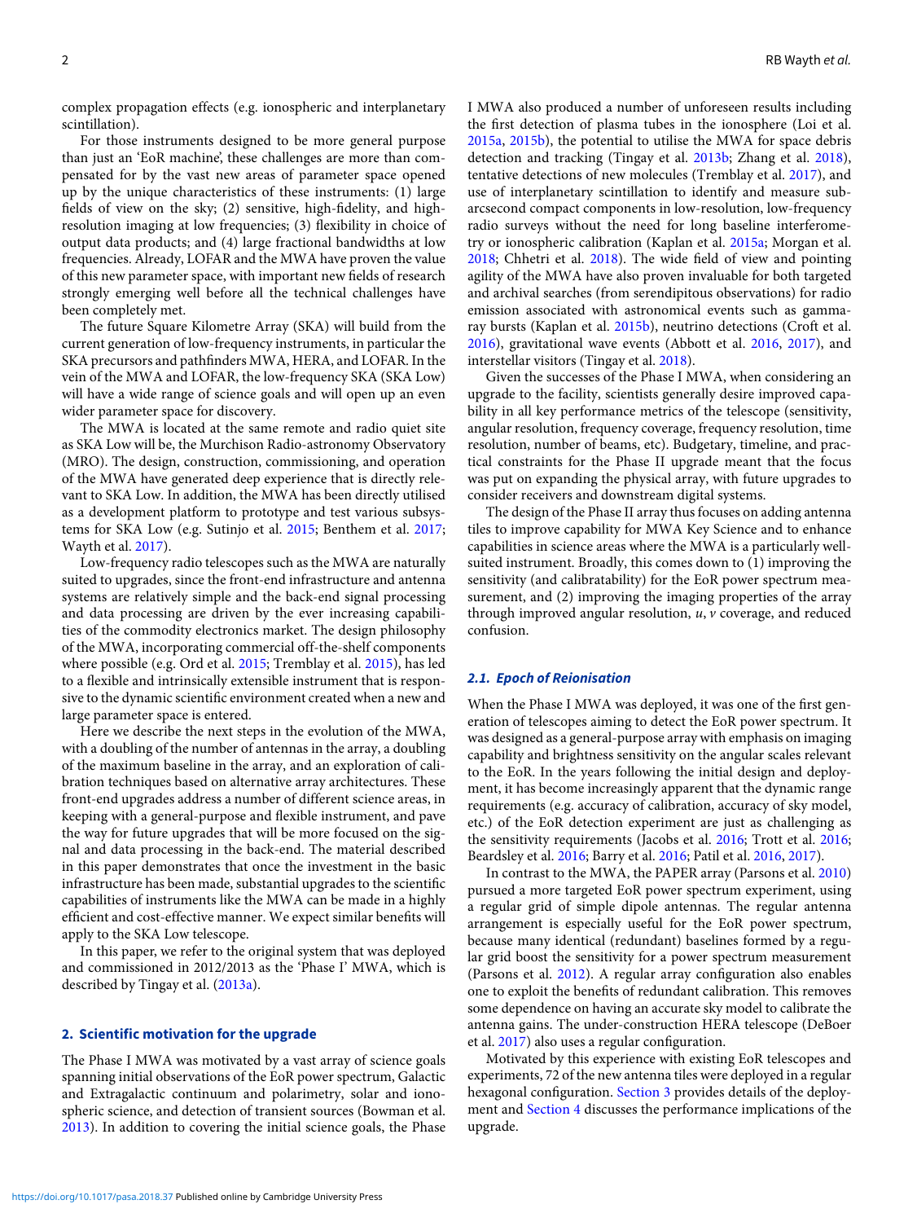complex propagation effects (e.g. ionospheric and interplanetary scintillation).

For those instruments designed to be more general purpose than just an 'EoR machine', these challenges are more than compensated for by the vast new areas of parameter space opened up by the unique characteristics of these instruments: (1) large fields of view on the sky; (2) sensitive, high-fidelity, and high-resolution imaging at low frequencies; (3) flexibility in choice of output data products; and (4) large fractional bandwidths at low frequencies. Already, LOFAR and the MWA have proven the value of this new parameter space, with important new fields of research strongly emerging well before all the technical challenges have been completely met.

The future Square Kilometre Array (SKA) will build from the current generation of low-frequency instruments, in particular the SKA precursors and pathfinders MWA, HERA, and LOFAR. In the vein of the MWA and LOFAR, the low-frequency SKA (SKA Low) will have a wide range of science goals and will open up an even wider parameter space for discovery.

The MWA is located at the same remote and radio quiet site as SKA Low will be, the Murchison Radio-astronomy Observatory (MRO). The design, construction, commissioning, and operation of the MWA have generated deep experience that is directly relevant to SKA Low. In addition, the MWA has been directly utilised as a development platform to prototype and test various subsystems for SKA Low (e.g. Sutinjo et al. 2015; Benthem et al. 2017; Wayth et al. 2017).

Low-frequency radio telescopes such as the MWA are naturally suited to upgrades, since the front-end infrastructure and antenna systems are relatively simple and the back-end signal processing and data processing are driven by the ever increasing capabilities of the commodity electronics market. The design philosophy of the MWA, incorporating commercial off-the-shelf components where possible (e.g. Ord et al. 2015; Tremblay et al. 2015), has led to a flexible and intrinsically extensible instrument that is responsive to the dynamic scientific environment created when a new and large parameter space is entered.

Here we describe the next steps in the evolution of the MWA, with a doubling of the number of antennas in the array, a doubling of the maximum baseline in the array, and an exploration of calibration techniques based on alternative array architectures. These front-end upgrades address a number of different science areas, in keeping with a general-purpose and flexible instrument, and pave the way for future upgrades that will be more focused on the signal and data processing in the back-end. The material described in this paper demonstrates that once the investment in the basic infrastructure has been made, substantial upgrades to the scientific capabilities of instruments like the MWA can be made in a highly efficient and cost-effective manner. We expect similar benefits will apply to the SKA Low telescope.

In this paper, we refer to the original system that was deployed and commissioned in 2012/2013 as the 'Phase I' MWA, which is described by Tingay et al. (2013a).

## 2. Scientific motivation for the upgrade

The Phase I MWA was motivated by a vast array of science goals spanning initial observations of the EoR power spectrum, Galactic and Extragalactic continuum and polarimetry, solar and ionospheric science, and detection of transient sources (Bowman et al. 2013). In addition to covering the initial science goals, the Phase I MWA also produced a number of unforeseen results including the first detection of plasma tubes in the ionosphere (Loi et al. 2015a, 2015b), the potential to utilise the MWA for space debris detection and tracking (Tingay et al. 2013b; Zhang et al. 2018), tentative detections of new molecules (Tremblay et al. 2017), and use of interplanetary scintillation to identify and measure sub-arcsecond compact components in low-resolution, low-frequency radio surveys without the need for long baseline interferometry or ionospheric calibration (Kaplan et al. 2015a; Morgan et al. 2018; Chhetri et al. 2018). The wide field of view and pointing agility of the MWA have also proven invaluable for both targeted and archival searches (from serendipitous observations) for radio emission associated with astronomical events such as gamma-ray bursts (Kaplan et al. 2015b), neutrino detections (Croft et al. 2016), gravitational wave events (Abbott et al. 2016, 2017), and interstellar visitors (Tingay et al. 2018).

Given the successes of the Phase I MWA, when considering an upgrade to the facility, scientists generally desire improved capability in all key performance metrics of the telescope (sensitivity, angular resolution, frequency coverage, frequency resolution, time resolution, number of beams, etc). Budgetary, timeline, and practical constraints for the Phase II upgrade meant that the focus was put on expanding the physical array, with future upgrades to consider receivers and downstream digital systems.

The design of the Phase II array thus focuses on adding antenna tiles to improve capability for MWA Key Science and to enhance capabilities in science areas where the MWA is a particularly well-suited instrument. Broadly, this comes down to (1) improving the sensitivity (and calibratability) for the EoR power spectrum measurement, and (2) improving the imaging properties of the array through improved angular resolution, $u, v$ coverage, and reduced confusion.

### 2.1. Epoch of Reionisation

When the Phase I MWA was deployed, it was one of the first generation of telescopes aiming to detect the EoR power spectrum. It was designed as a general-purpose array with emphasis on imaging capability and brightness sensitivity on the angular scales relevant to the EoR. In the years following the initial design and deployment, it has become increasingly apparent that the dynamic range requirements (e.g. accuracy of calibration, accuracy of sky model, etc.) of the EoR detection experiment are just as challenging as the sensitivity requirements (Jacobs et al. 2016; Trott et al. 2016; Beardsley et al. 2016; Barry et al. 2016; Patil et al. 2016, 2017).

In contrast to the MWA, the PAPER array (Parsons et al. 2010) pursued a more targeted EoR power spectrum experiment, using a regular grid of simple dipole antennas. The regular antenna arrangement is especially useful for the EoR power spectrum, because many identical (redundant) baselines formed by a regular grid boost the sensitivity for a power spectrum measurement (Parsons et al. 2012). A regular array configuration also enables one to exploit the benefits of redundant calibration. This removes some dependence on having an accurate sky model to calibrate the antenna gains. The under-construction HERA telescope (DeBoer et al. 2017) also uses a regular configuration.

Motivated by this experience with existing EoR telescopes and experiments, 72 of the new antenna tiles were deployed in a regular hexagonal configuration. Section 3 provides details of the deployment and Section 4 discusses the performance implications of the upgrade.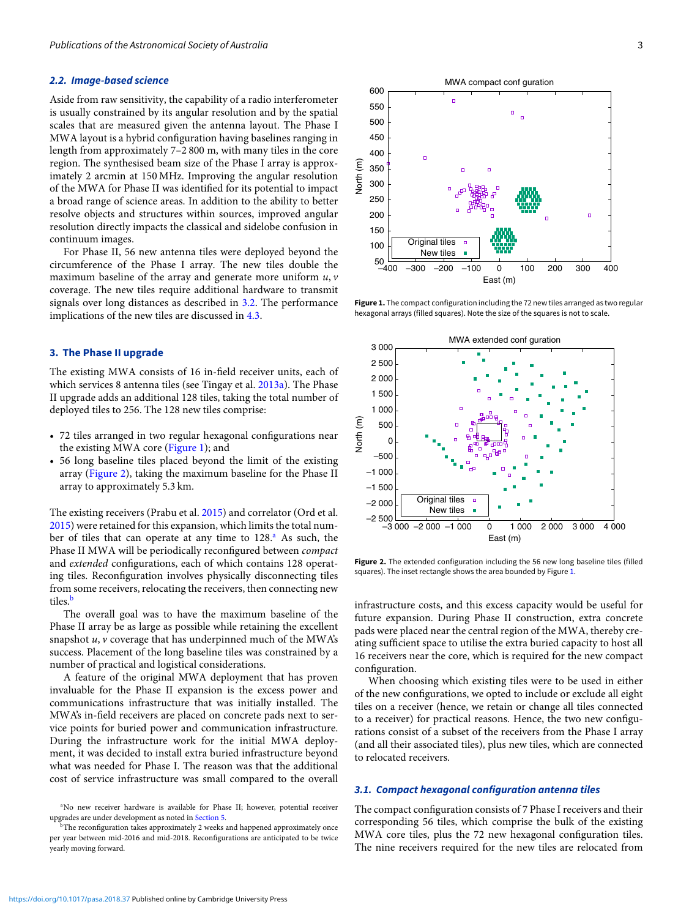### 2.2. Image-based science

Aside from raw sensitivity, the capability of a radio interferometer is usually constrained by its angular resolution and by the spatial scales that are measured given the antenna layout. The Phase I MWA layout is a hybrid configuration having baselines ranging in length from approximately 7–2 800 m, with many tiles in the core region. The synthesised beam size of the Phase I array is approximately 2 arcmin at 150 MHz. Improving the angular resolution of the MWA for Phase II was identified for its potential to impact a broad range of science areas. In addition to the ability to better resolve objects and structures within sources, improved angular resolution directly impacts the classical and sidelobe confusion in continuum images.

For Phase II, 56 new antenna tiles were deployed beyond the circumference of the Phase I array. The new tiles double the maximum baseline of the array and generate more uniform $u, v$ coverage. The new tiles require additional hardware to transmit signals over long distances as described in 3.2. The performance implications of the new tiles are discussed in 4.3.

## 3. The Phase II upgrade

The existing MWA consists of 16 in-field receiver units, each of which services 8 antenna tiles (see Tingay et al. 2013a). The Phase II upgrade adds an additional 128 tiles, taking the total number of deployed tiles to 256. The 128 new tiles comprise:

- 72 tiles arranged in two regular hexagonal configurations near the existing MWA core (Figure 1); and
- 56 long baseline tiles placed beyond the limit of the existing array (Figure 2), taking the maximum baseline for the Phase II array to approximately 5.3 km.

The existing receivers (Prabu et al. 2015) and correlator (Ord et al. 2015) were retained for this expansion, which limits the total number of tiles that can operate at any time to 128.[a] As such, the Phase II MWA will be periodically reconfigured between *compact* and *extended* configurations, each of which contains 128 operating tiles. Reconfiguration involves physically disconnecting tiles from some receivers, relocating the receivers, then connecting new tiles.[b]

The overall goal was to have the maximum baseline of the Phase II array be as large as possible while retaining the excellent snapshot $u, v$ coverage that has underpinned much of the MWA's success. Placement of the long baseline tiles was constrained by a number of practical and logistical considerations.

A feature of the original MWA deployment that has proven invaluable for the Phase II expansion is the excess power and communications infrastructure that was initially installed. The MWA's in-field receivers are placed on concrete pads next to service points for buried power and communication infrastructure. During the infrastructure work for the initial MWA deployment, it was decided to install extra buried infrastructure beyond what was needed for Phase I. The reason was that the additional cost of service infrastructure was small compared to the overall infrastructure costs, and this excess capacity would be useful for future expansion. During Phase II construction, extra concrete pads were placed near the central region of the MWA, thereby creating sufficient space to utilise the extra buried capacity to host all 16 receivers near the core, which is required for the new compact configuration.

When choosing which existing tiles were to be used in either of the new configurations, we opted to include or exclude all eight tiles on a receiver (hence, we retain or change all tiles connected to a receiver) for practical reasons. Hence, the two new configurations consist of a subset of the receivers from the Phase I array (and all their associated tiles), plus new tiles, which are connected to relocated receivers.

**Figure 1.** The compact configuration including the 72 new tiles arranged as two regular hexagonal arrays (filled squares). Note the size of the squares is not to scale.

**Figure 2.** The extended configuration including the 56 new long baseline tiles (filled squares). The inset rectangle shows the area bounded by Figure 1.

### 3.1. Compact hexagonal configuration antenna tiles

The compact configuration consists of 7 Phase I receivers and their corresponding 56 tiles, which comprise the bulk of the existing MWA core tiles, plus the 72 new hexagonal configuration tiles. The nine receivers required for the new tiles are relocated from

[a] No new receiver hardware is available for Phase II; however, potential receiver upgrades are under development as noted in Section 5.

[b] The reconfiguration takes approximately 2 weeks and happened approximately once per year between mid-2016 and mid-2018. Reconfigurations are anticipated to be twice yearly moving forward.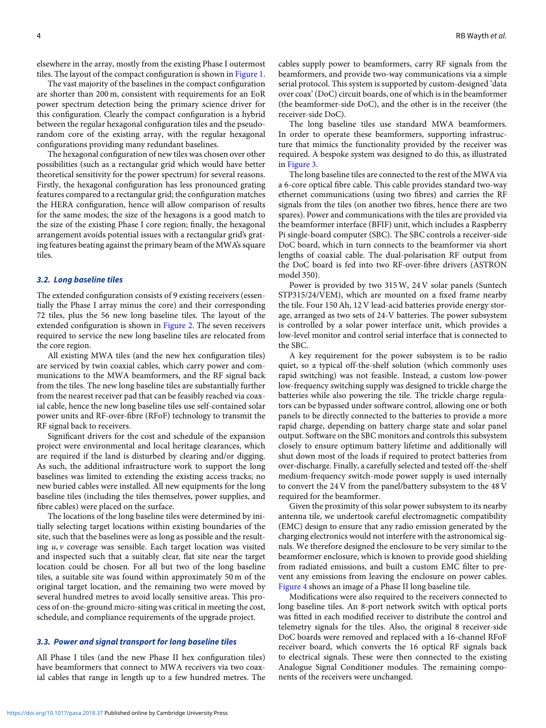elsewhere in the array, mostly from the existing Phase I outermost tiles. The layout of the compact configuration is shown in Figure 1.

The vast majority of the baselines in the compact configuration are shorter than 200 m, consistent with requirements for an EoR power spectrum detection being the primary science driver for this configuration. Clearly the compact configuration is a hybrid between the regular hexagonal configuration tiles and the pseudo-random core of the existing array, with the regular hexagonal configurations providing many redundant baselines.

The hexagonal configuration of new tiles was chosen over other possibilities (such as a rectangular grid which would have better theoretical sensitivity for the power spectrum) for several reasons. Firstly, the hexagonal configuration has less pronounced grating features compared to a rectangular grid; the configuration matches the HERA configuration, hence will allow comparison of results for the same modes; the size of the hexagons is a good match to the size of the existing Phase I core region; finally, the hexagonal arrangement avoids potential issues with a rectangular grid's grating features beating against the primary beam of the MWA's square tiles.

### 3.2. Long baseline tiles

The extended configuration consists of 9 existing receivers (essentially the Phase I array minus the core) and their corresponding 72 tiles, plus the 56 new long baseline tiles. The layout of the extended configuration is shown in Figure 2. The seven receivers required to service the new long baseline tiles are relocated from the core region.

All existing MWA tiles (and the new hex configuration tiles) are serviced by twin coaxial cables, which carry power and communications to the MWA beamformers, and the RF signal back from the tiles. The new long baseline tiles are substantially further from the nearest receiver pad that can be feasibly reached via coaxial cable, hence the new long baseline tiles use self-contained solar power units and RF-over-fibre (RFoF) technology to transmit the RF signal back to receivers.

Significant drivers for the cost and schedule of the expansion project were environmental and local heritage clearances, which are required if the land is disturbed by clearing and/or digging. As such, the additional infrastructure work to support the long baselines was limited to extending the existing access tracks; no new buried cables were installed. All new equipments for the long baseline tiles (including the tiles themselves, power supplies, and fibre cables) were placed on the surface.

The locations of the long baseline tiles were determined by initially selecting target locations within existing boundaries of the site, such that the baselines were as long as possible and the resulting $u, v$ coverage was sensible. Each target location was visited and inspected such that a suitably clear, flat site near the target location could be chosen. For all but two of the long baseline tiles, a suitable site was found within approximately 50 m of the original target location, and the remaining two were moved by several hundred metres to avoid locally sensitive areas. This process of on-the-ground micro-siting was critical in meeting the cost, schedule, and compliance requirements of the upgrade project.

### 3.3. Power and signal transport for long baseline tiles

All Phase I tiles (and the new Phase II hex configuration tiles) have beamformers that connect to MWA receivers via two coaxial cables that range in length up to a few hundred metres. The cables supply power to beamformers, carry RF signals from the beamformers, and provide two-way communications via a simple serial protocol. This system is supported by custom-designed 'data over coax' (DoC) circuit boards, one of which is in the beamformer (the beamformer-side DoC), and the other is in the receiver (the receiver-side DoC).

The long baseline tiles use standard MWA beamformers. In order to operate these beamformers, supporting infrastructure that mimics the functionality provided by the receiver was required. A bespoke system was designed to do this, as illustrated in Figure 3.

The long baseline tiles are connected to the rest of the MWA via a 6-core optical fibre cable. This cable provides standard two-way ethernet communications (using two fibres) and carries the RF signals from the tiles (on another two fibres, hence there are two spares). Power and communications with the tiles are provided via the beamformer interface (BFIF) unit, which includes a Raspberry Pi single-board computer (SBC). The SBC controls a receiver-side DoC board, which in turn connects to the beamformer via short lengths of coaxial cable. The dual-polarisation RF output from the DoC board is fed into two RF-over-fibre drivers (ASTRON model 350).

Power is provided by two 315 W, 24 V solar panels (Suntech STP315/24/VEM), which are mounted on a fixed frame nearby the tile. Four 150 Ah, 12 V lead-acid batteries provide energy storage, arranged as two sets of 24-V batteries. The power subsystem is controlled by a solar power interface unit, which provides a low-level monitor and control serial interface that is connected to the SBC.

A key requirement for the power subsystem is to be radio quiet, so a typical off-the-shelf solution (which commonly uses rapid switching) was not feasible. Instead, a custom low-power low-frequency switching supply was designed to trickle charge the batteries while also powering the tile. The trickle charge regulators can be bypassed under software control, allowing one or both panels to be directly connected to the batteries to provide a more rapid charge, depending on battery charge state and solar panel output. Software on the SBC monitors and controls this subsystem closely to ensure optimum battery lifetime and additionally will shut down most of the loads if required to protect batteries from over-discharge. Finally, a carefully selected and tested off-the-shelf medium-frequency switch-mode power supply is used internally to convert the 24 V from the panel/battery subsystem to the 48 V required for the beamformer.

Given the proximity of this solar power subsystem to its nearby antenna tile, we undertook careful electromagnetic compatibility (EMC) design to ensure that any radio emission generated by the charging electronics would not interfere with the astronomical signals. We therefore designed the enclosure to be very similar to the beamformer enclosure, which is known to provide good shielding from radiated emissions, and built a custom EMC filter to prevent any emissions from leaving the enclosure on power cables. Figure 4 shows an image of a Phase II long baseline tile.

Modifications were also required to the receivers connected to long baseline tiles. An 8-port network switch with optical ports was fitted in each modified receiver to distribute the control and telemetry signals for the tiles. Also, the original 8 receiver-side DoC boards were removed and replaced with a 16-channel RFoF receiver board, which converts the 16 optical RF signals back to electrical signals. These were then connected to the existing Analogue Signal Conditioner modules. The remaining components of the receivers were unchanged.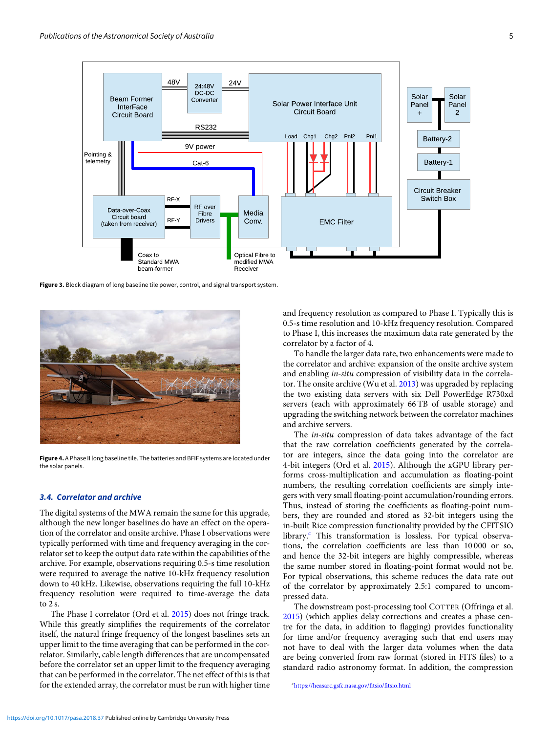Figure 3. Block diagram of long baseline tile power, control, and signal transport system.

Figure 4. A Phase II long baseline tile. The batteries and BFIF systems are located under the solar panels.

### 3.4. Correlator and archive

The digital systems of the MWA remain the same for this upgrade, although the new longer baselines do have an effect on the operation of the correlator and onsite archive. Phase I observations were typically performed with time and frequency averaging in the correlator set to keep the output data rate within the capabilities of the archive. For example, observations requiring 0.5-s time resolution were required to average the native 10-kHz frequency resolution down to 40 kHz. Likewise, observations requiring the full 10-kHz frequency resolution were required to time-average the data to 2 s.

The Phase I correlator (Ord et al. 2015) does not fringe track. While this greatly simplifies the requirements of the correlator itself, the natural fringe frequency of the longest baselines sets an upper limit to the time averaging that can be performed in the correlator. Similarly, cable length differences that are uncompensated before the correlator set an upper limit to the frequency averaging that can be performed in the correlator. The net effect of this is that for the extended array, the correlator must be run with higher time and frequency resolution as compared to Phase I. Typically this is 0.5-s time resolution and 10-kHz frequency resolution. Compared to Phase I, this increases the maximum data rate generated by the correlator by a factor of 4.

To handle the larger data rate, two enhancements were made to the correlator and archive: expansion of the onsite archive system and enabling *in-situ* compression of visibility data in the correlator. The onsite archive (Wu et al. 2013) was upgraded by replacing the two existing data servers with six Dell PowerEdge R730xd servers (each with approximately 66 TB of usable storage) and upgrading the switching network between the correlator machines and archive servers.

The *in-situ* compression of data takes advantage of the fact that the raw correlation coefficients generated by the correlator are integers, since the data going into the correlator are 4-bit integers (Ord et al. 2015). Although the xGPU library performs cross-multiplication and accumulation as floating-point numbers, the resulting correlation coefficients are simply integers with very small floating-point accumulation/rounding errors. Thus, instead of storing the coefficients as floating-point numbers, they are rounded and stored as 32-bit integers using the in-built Rice compression functionality provided by the CFITSIO library.[c] This transformation is lossless. For typical observations, the correlation coefficients are less than 10 000 or so, and hence the 32-bit integers are highly compressible, whereas the same number stored in floating-point format would not be. For typical observations, this scheme reduces the data rate out of the correlator by approximately 2.5:1 compared to uncompressed data.

The downstream post-processing tool COTTER (Offringa et al. 2015) (which applies delay corrections and creates a phase centre for the data, in addition to flagging) provides functionality for time and/or frequency averaging such that end users may not have to deal with the larger data volumes when the data are being converted from raw format (stored in FITS files) to a standard radio astronomy format. In addition, the compression

[c] https://heasarc.gsfc.nasa.gov/fitsio/fitsio.html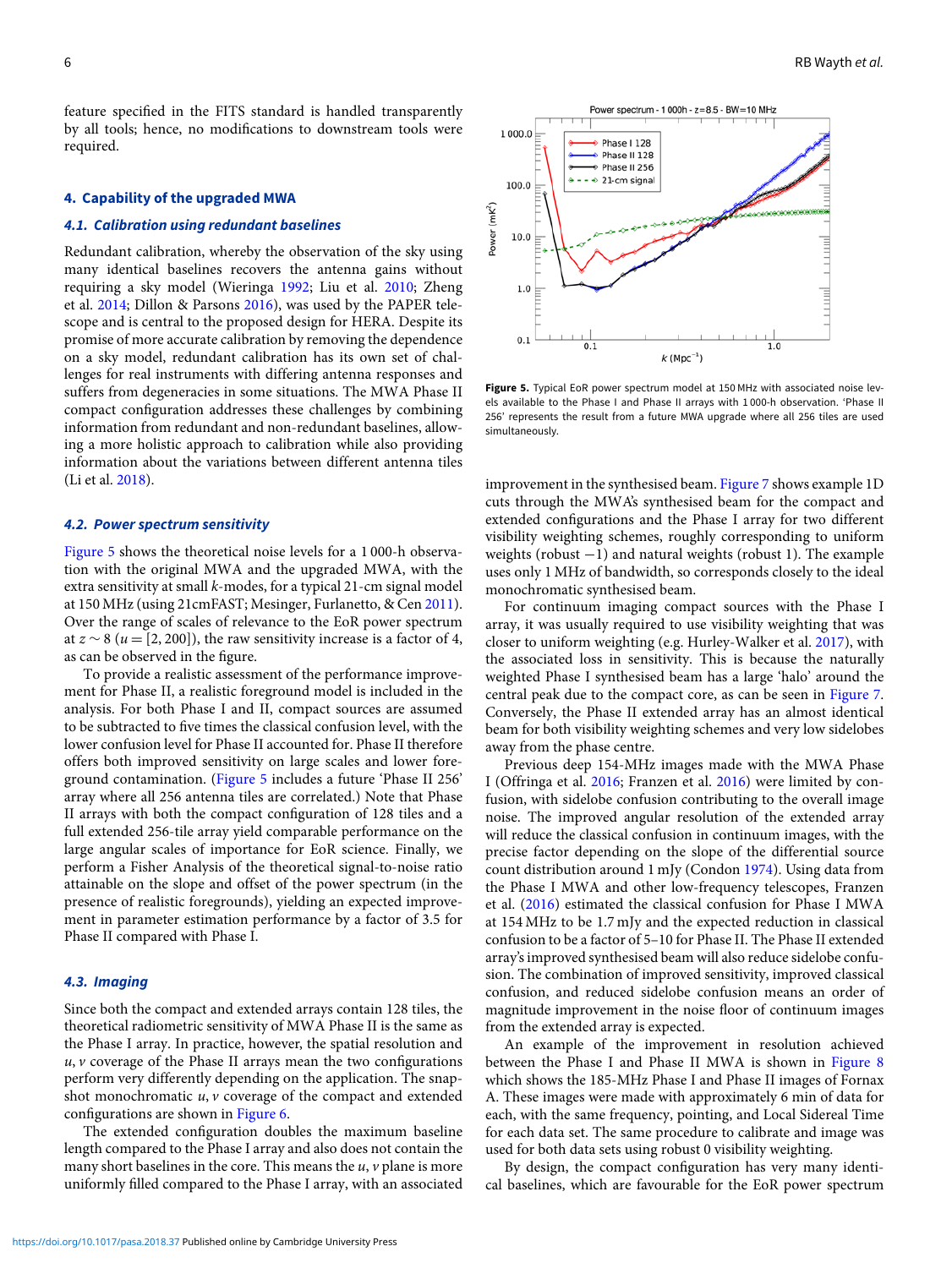feature specified in the FITS standard is handled transparently by all tools; hence, no modifications to downstream tools were required.

## 4. Capability of the upgraded MWA

### 4.1. Calibration using redundant baselines

Redundant calibration, whereby the observation of the sky using many identical baselines recovers the antenna gains without requiring a sky model (Wieringa 1992; Liu et al. 2010; Zheng et al. 2014; Dillon & Parsons 2016), was used by the PAPER telescope and is central to the proposed design for HERA. Despite its promise of more accurate calibration by removing the dependence on a sky model, redundant calibration has its own set of challenges for real instruments with differing antenna responses and suffers from degeneracies in some situations. The MWA Phase II compact configuration addresses these challenges by combining information from redundant and non-redundant baselines, allowing a more holistic approach to calibration while also providing information about the variations between different antenna tiles (Li et al. 2018).

### 4.2. Power spectrum sensitivity

Figure 5 shows the theoretical noise levels for a 1 000-h observation with the original MWA and the upgraded MWA, with the extra sensitivity at small $k$-modes, for a typical 21-cm signal model at 150 MHz (using 21cmFAST; Mesinger, Furlanetto, & Cen 2011). Over the range of scales of relevance to the EoR power spectrum at $z \sim 8$ ($u = [2, 200]$), the raw sensitivity increase is a factor of 4, as can be observed in the figure.

To provide a realistic assessment of the performance improvement for Phase II, a realistic foreground model is included in the analysis. For both Phase I and II, compact sources are assumed to be subtracted to five times the classical confusion level, with the lower confusion level for Phase II accounted for. Phase II therefore offers both improved sensitivity on large scales and lower foreground contamination. (Figure 5 includes a future 'Phase II 256' array where all 256 antenna tiles are correlated.) Note that Phase II arrays with both the compact configuration of 128 tiles and a full extended 256-tile array yield comparable performance on the large angular scales of importance for EoR science. Finally, we perform a Fisher Analysis of the theoretical signal-to-noise ratio attainable on the slope and offset of the power spectrum (in the presence of realistic foregrounds), yielding an expected improvement in parameter estimation performance by a factor of 3.5 for Phase II compared with Phase I.

**Figure 5.** Typical EoR power spectrum model at 150 MHz with associated noise levels available to the Phase I and Phase II arrays with 1 000-h observation. 'Phase II 256' represents the result from a future MWA upgrade where all 256 tiles are used simultaneously.

### 4.3. Imaging

Since both the compact and extended arrays contain 128 tiles, the theoretical radiometric sensitivity of MWA Phase II is the same as the Phase I array. In practice, however, the spatial resolution and $u, v$ coverage of the Phase II arrays mean the two configurations perform very differently depending on the application. The snapshot monochromatic $u, v$ coverage of the compact and extended configurations are shown in Figure 6.

The extended configuration doubles the maximum baseline length compared to the Phase I array and also does not contain the many short baselines in the core. This means the $u, v$ plane is more uniformly filled compared to the Phase I array, with an associated improvement in the synthesised beam. Figure 7 shows example 1D cuts through the MWA's synthesised beam for the compact and extended configurations and the Phase I array for two different visibility weighting schemes, roughly corresponding to uniform weights (robust −1) and natural weights (robust 1). The example uses only 1 MHz of bandwidth, so corresponds closely to the ideal monochromatic synthesised beam.

For continuum imaging compact sources with the Phase I array, it was usually required to use visibility weighting that was closer to uniform weighting (e.g. Hurley-Walker et al. 2017), with the associated loss in sensitivity. This is because the naturally weighted Phase I synthesised beam has a large 'halo' around the central peak due to the compact core, as can be seen in Figure 7. Conversely, the Phase II extended array has an almost identical beam for both visibility weighting schemes and very low sidelobes away from the phase centre.

Previous deep 154-MHz images made with the MWA Phase I (Offringa et al. 2016; Franzen et al. 2016) were limited by confusion, with sidelobe confusion contributing to the overall image noise. The improved angular resolution of the extended array will reduce the classical confusion in continuum images, with the precise factor depending on the slope of the differential source count distribution around 1 mJy (Condon 1974). Using data from the Phase I MWA and other low-frequency telescopes, Franzen et al. (2016) estimated the classical confusion for Phase I MWA at 154 MHz to be 1.7 mJy and the expected reduction in classical confusion to be a factor of 5–10 for Phase II. The Phase II extended array's improved synthesised beam will also reduce sidelobe confusion. The combination of improved sensitivity, improved classical confusion, and reduced sidelobe confusion means an order of magnitude improvement in the noise floor of continuum images from the extended array is expected.

An example of the improvement in resolution achieved between the Phase I and Phase II MWA is shown in Figure 8 which shows the 185-MHz Phase I and Phase II images of Fornax A. These images were made with approximately 6 min of data for each, with the same frequency, pointing, and Local Sidereal Time for each data set. The same procedure to calibrate and image was used for both data sets using robust 0 visibility weighting.

By design, the compact configuration has very many identical baselines, which are favourable for the EoR power spectrum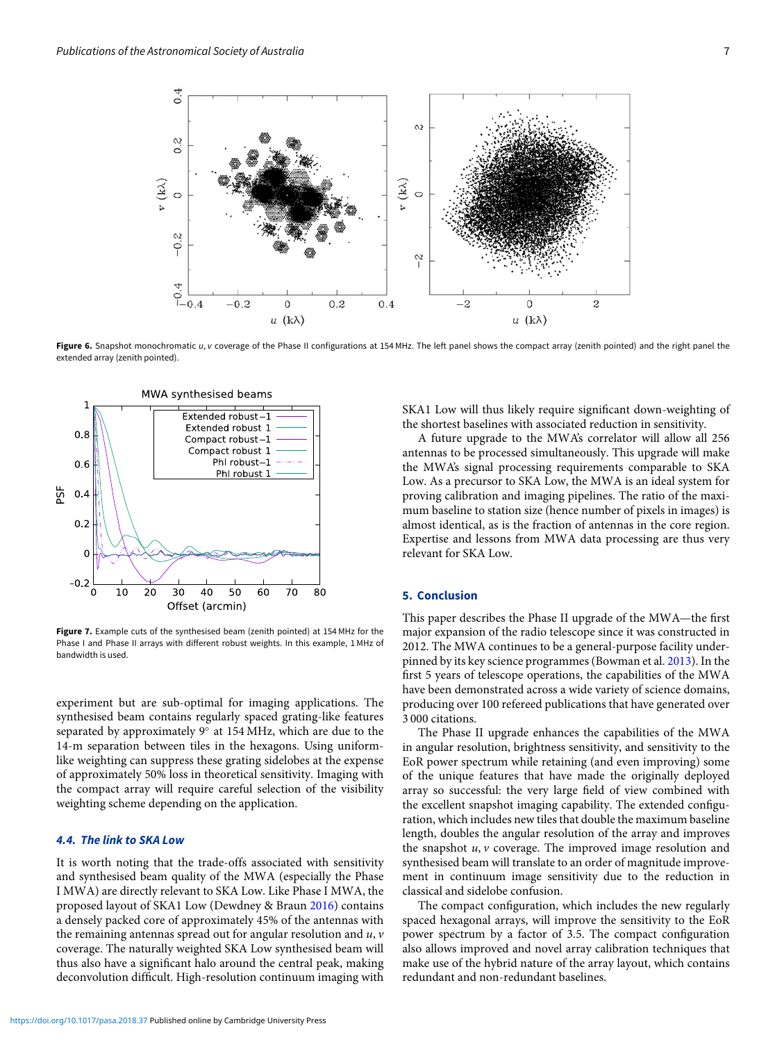**Figure 6.** Snapshot monochromatic $u, v$ coverage of the Phase II configurations at 154 MHz. The left panel shows the compact array (zenith pointed) and the right panel the extended array (zenith pointed).

**Figure 7.** Example cuts of the synthesised beam (zenith pointed) at 154 MHz for the Phase I and Phase II arrays with different robust weights. In this example, 1 MHz of bandwidth is used.

experiment but are sub-optimal for imaging applications. The synthesised beam contains regularly spaced grating-like features separated by approximately 9° at 154 MHz, which are due to the 14-m separation between tiles in the hexagons. Using uniform-like weighting can suppress these grating sidelobes at the expense of approximately 50% loss in theoretical sensitivity. Imaging with the compact array will require careful selection of the visibility weighting scheme depending on the application.

### *4.4. The link to SKA Low*

It is worth noting that the trade-offs associated with sensitivity and synthesised beam quality of the MWA (especially the Phase I MWA) are directly relevant to SKA Low. Like Phase I MWA, the proposed layout of SKA1 Low (Dewdney & Braun 2016) contains a densely packed core of approximately 45% of the antennas with the remaining antennas spread out for angular resolution and $u, v$ coverage. The naturally weighted SKA Low synthesised beam will thus also have a significant halo around the central peak, making deconvolution difficult. High-resolution continuum imaging with SKA1 Low will thus likely require significant down-weighting of the shortest baselines with associated reduction in sensitivity.

A future upgrade to the MWA's correlator will allow all 256 antennas to be processed simultaneously. This upgrade will make the MWA's signal processing requirements comparable to SKA Low. As a precursor to SKA Low, the MWA is an ideal system for proving calibration and imaging pipelines. The ratio of the maximum baseline to station size (hence number of pixels in images) is almost identical, as is the fraction of antennas in the core region. Expertise and lessons from MWA data processing are thus very relevant for SKA Low.

## 5. Conclusion

This paper describes the Phase II upgrade of the MWA—the first major expansion of the radio telescope since it was constructed in 2012. The MWA continues to be a general-purpose facility underpinned by its key science programmes (Bowman et al. 2013). In the first 5 years of telescope operations, the capabilities of the MWA have been demonstrated across a wide variety of science domains, producing over 100 refereed publications that have generated over 3 000 citations.

The Phase II upgrade enhances the capabilities of the MWA in angular resolution, brightness sensitivity, and sensitivity to the EoR power spectrum while retaining (and even improving) some of the unique features that have made the originally deployed array so successful: the very large field of view combined with the excellent snapshot imaging capability. The extended configuration, which includes new tiles that double the maximum baseline length, doubles the angular resolution of the array and improves the snapshot $u, v$ coverage. The improved image resolution and synthesised beam will translate to an order of magnitude improvement in continuum image sensitivity due to the reduction in classical and sidelobe confusion.

The compact configuration, which includes the new regularly spaced hexagonal arrays, will improve the sensitivity to the EoR power spectrum by a factor of 3.5. The compact configuration also allows improved and novel array calibration techniques that make use of the hybrid nature of the array layout, which contains redundant and non-redundant baselines.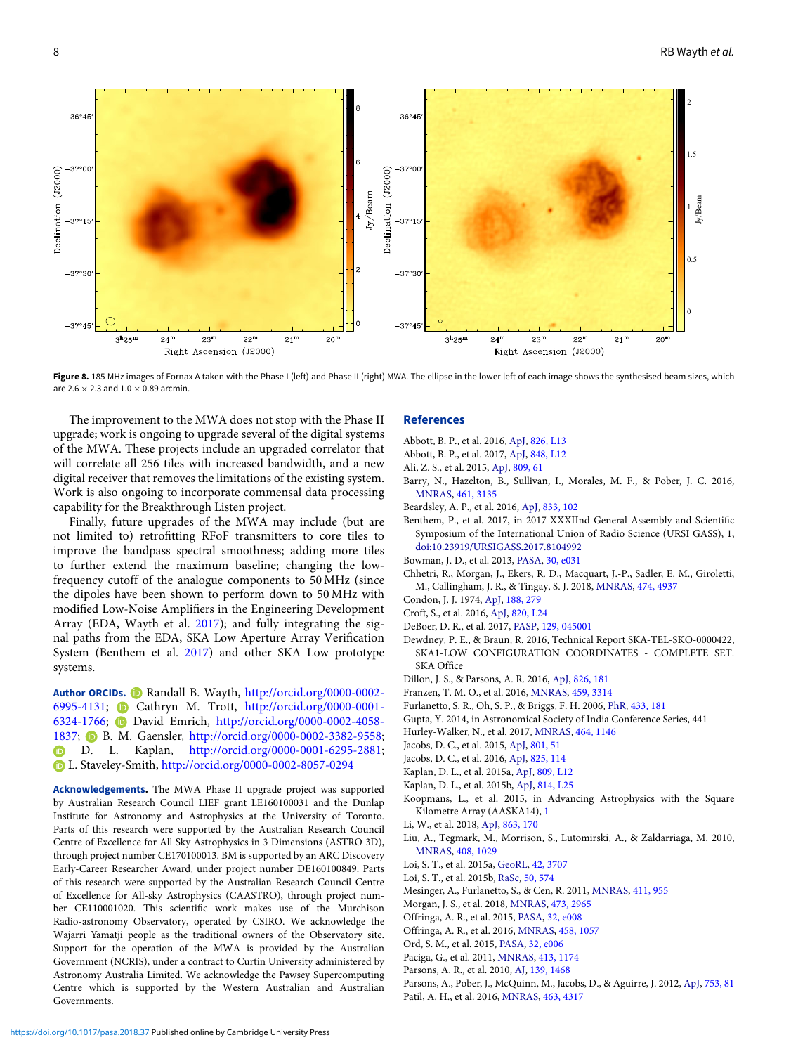Figure 8. 185 MHz images of Fornax A taken with the Phase I (left) and Phase II (right) MWA. The ellipse in the lower left of each image shows the synthesised beam sizes, which are $2.6 \times 2.3$ and $1.0 \times 0.89$ arcmin.

The improvement to the MWA does not stop with the Phase II upgrade; work is ongoing to upgrade several of the digital systems of the MWA. These projects include an upgraded correlator that will correlate all 256 tiles with increased bandwidth, and a new digital receiver that removes the limitations of the existing system. Work is also ongoing to incorporate commensal data processing capability for the Breakthrough Listen project.

Finally, future upgrades of the MWA may include (but are not limited to) retrofitting RFoF transmitters to core tiles to improve the bandpass spectral smoothness; adding more tiles to further extend the maximum baseline; changing the low-frequency cutoff of the analogue components to 50 MHz (since the dipoles have been shown to perform down to 50 MHz with modified Low-Noise Amplifiers in the Engineering Development Array (EDA, Wayth et al. 2017); and fully integrating the signal paths from the EDA, SKA Low Aperture Array Verification System (Benthem et al. 2017) and other SKA Low prototype systems.

**Author ORCIDs.** Randall B. Wayth, http://orcid.org/0000-0002-6995-4131; Cathryn M. Trott, http://orcid.org/0000-0001-6324-1766; David Emrich, http://orcid.org/0000-0002-4058-1837; B. M. Gaensler, http://orcid.org/0000-0002-3382-9558; D. L. Kaplan, http://orcid.org/0000-0001-6295-2881; L. Staveley-Smith, http://orcid.org/0000-0002-8057-0294

**Acknowledgements.** The MWA Phase II upgrade project was supported by Australian Research Council LIEF grant LE160100031 and the Dunlap Institute for Astronomy and Astrophysics at the University of Toronto. Parts of this research were supported by the Australian Research Council Centre of Excellence for All Sky Astrophysics in 3 Dimensions (ASTRO 3D), through project number CE170100013. BM is supported by an ARC Discovery Early-Career Researcher Award, under project number DE160100849. Parts of this research were supported by the Australian Research Council Centre of Excellence for All-sky Astrophysics (CAASTRO), through project number CE110001020. This scientific work makes use of the Murchison Radio-astronomy Observatory, operated by CSIRO. We acknowledge the Wajarri Yamatji people as the traditional owners of the Observatory site. Support for the operation of the MWA is provided by the Australian Government (NCRIS), under a contract to Curtin University administered by Astronomy Australia Limited. We acknowledge the Pawsey Supercomputing Centre which is supported by the Western Australian and Australian Governments.

## References

Abbott, B. P., et al. 2016, ApJ, 826, L13

Abbott, B. P., et al. 2017, ApJ, 848, L12

Ali, Z. S., et al. 2015, ApJ, 809, 61

Barry, N., Hazelton, B., Sullivan, I., Morales, M. F., & Pober, J. C. 2016, MNRAS, 461, 3135

Beardsley, A. P., et al. 2016, ApJ, 833, 102

Benthem, P., et al. 2017, in 2017 XXXIInd General Assembly and Scientific Symposium of the International Union of Radio Science (URSI GASS), 1, doi:10.23919/URSIGASS.2017.8104992

Bowman, J. D., et al. 2013, PASA, 30, e031

Chhetri, R., Morgan, J., Ekers, R. D., Macquart, J.-P., Sadler, E. M., Giroletti, M., Callingham, J. R., & Tingay, S. J. 2018, MNRAS, 474, 4937

Condon, J. J. 1974, ApJ, 188, 279

Croft, S., et al. 2016, ApJ, 820, L24

DeBoer, D. R., et al. 2017, PASP, 129, 045001

Dewdney, P. E., & Braun, R. 2016, Technical Report SKA-TEL-SKO-0000422, SKA1-LOW CONFIGURATION COORDINATES - COMPLETE SET. SKA Office

Dillon, J. S., & Parsons, A. R. 2016, ApJ, 826, 181

Franzen, T. M. O., et al. 2016, MNRAS, 459, 3314

Furlanetto, S. R., Oh, S. P., & Briggs, F. H. 2006, PhR, 433, 181

Gupta, Y. 2014, in Astronomical Society of India Conference Series, 441

Hurley-Walker, N., et al. 2017, MNRAS, 464, 1146

Jacobs, D. C., et al. 2015, ApJ, 801, 51

Jacobs, D. C., et al. 2016, ApJ, 825, 114

Kaplan, D. L., et al. 2015a, ApJ, 809, L12

Kaplan, D. L., et al. 2015b, ApJ, 814, L25

Koopmans, L., et al. 2015, in Advancing Astrophysics with the Square Kilometre Array (AASKA14), 1

Li, W., et al. 2018, ApJ, 863, 170

Liu, A., Tegmark, M., Morrison, S., Lutomirski, A., & Zaldarriaga, M. 2010, MNRAS, 408, 1029

Loi, S. T., et al. 2015a, GeoRL, 42, 3707

Loi, S. T., et al. 2015b, RaSc, 50, 574

Mesinger, A., Furlanetto, S., & Cen, R. 2011, MNRAS, 411, 955

Morgan, J. S., et al. 2018, MNRAS, 473, 2965

Offringa, A. R., et al. 2015, PASA, 32, e008

Offringa, A. R., et al. 2016, MNRAS, 458, 1057

Ord, S. M., et al. 2015, PASA, 32, e006

Paciga, G., et al. 2011, MNRAS, 413, 1174

Parsons, A. R., et al. 2010, AJ, 139, 1468

Parsons, A., Pober, J., McQuinn, M., Jacobs, D., & Aguirre, J. 2012, ApJ, 753, 81

Patil, A. H., et al. 2016, MNRAS, 463, 4317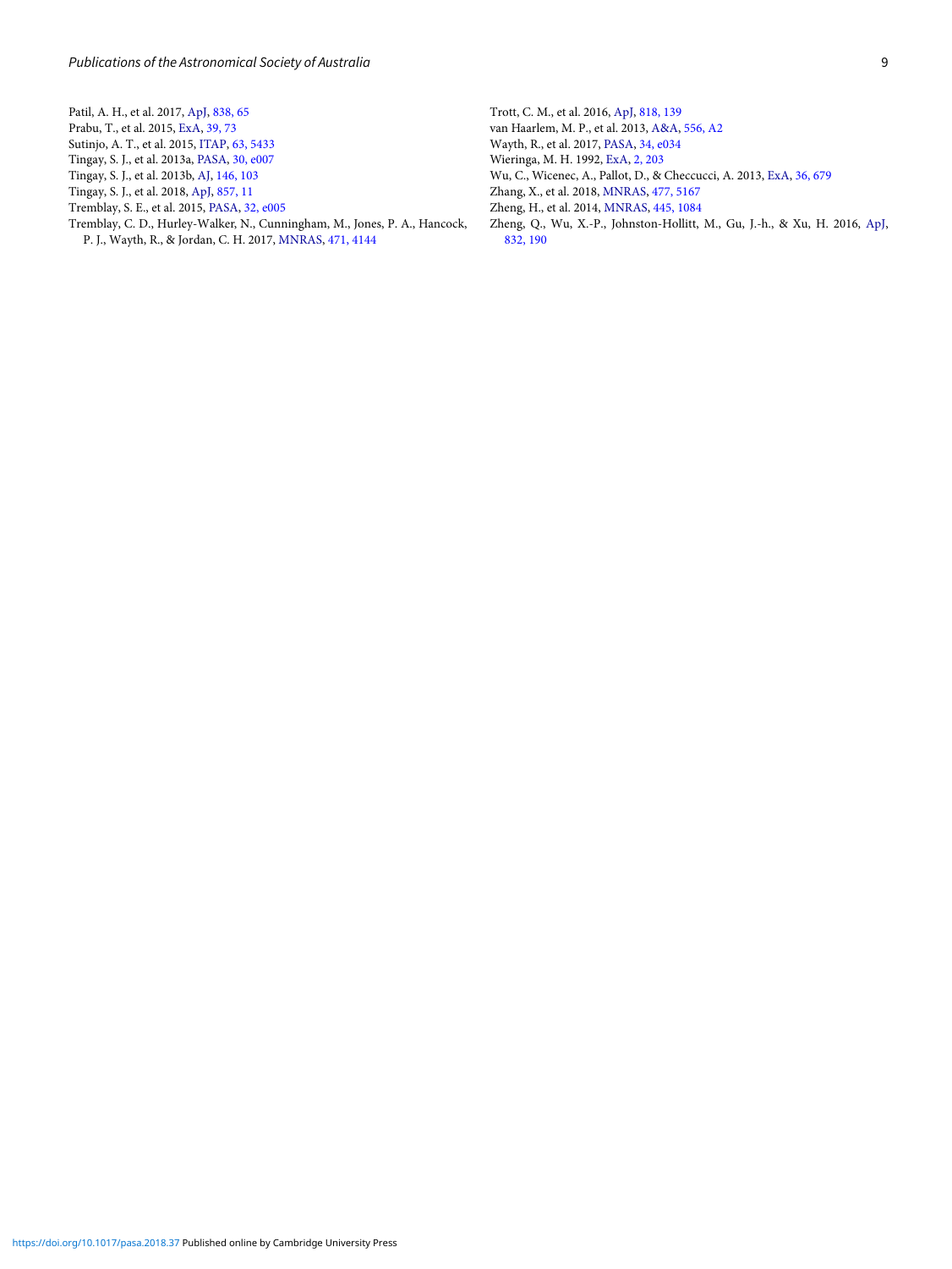Patil, A. H., et al. 2017, ApJ, 838, 65

Prabu, T., et al. 2015, ExA, 39, 73

Sutinjo, A. T., et al. 2015, ITAP, 63, 5433

Tingay, S. J., et al. 2013a, PASA, 30, e007

Tingay, S. J., et al. 2013b, AJ, 146, 103

Tingay, S. J., et al. 2018, ApJ, 857, 11

Tremblay, S. E., et al. 2015, PASA, 32, e005

Tremblay, C. D., Hurley-Walker, N., Cunningham, M., Jones, P. A., Hancock, P. J., Wayth, R., & Jordan, C. H. 2017, MNRAS, 471, 4144

Trott, C. M., et al. 2016, ApJ, 818, 139

van Haarlem, M. P., et al. 2013, A&A, 556, A2

Wayth, R., et al. 2017, PASA, 34, e034

Wieringa, M. H. 1992, ExA, 2, 203

Wu, C., Wicenec, A., Pallot, D., & Checcucci, A. 2013, ExA, 36, 679

Zhang, X., et al. 2018, MNRAS, 477, 5167

Zheng, H., et al. 2014, MNRAS, 445, 1084

Zheng, Q., Wu, X.-P., Johnston-Hollitt, M., Gu, J.-h., & Xu, H. 2016, ApJ, 832, 190

https://doi.org/10.1017/pasa.2018.37 Published online by Cambridge University Press